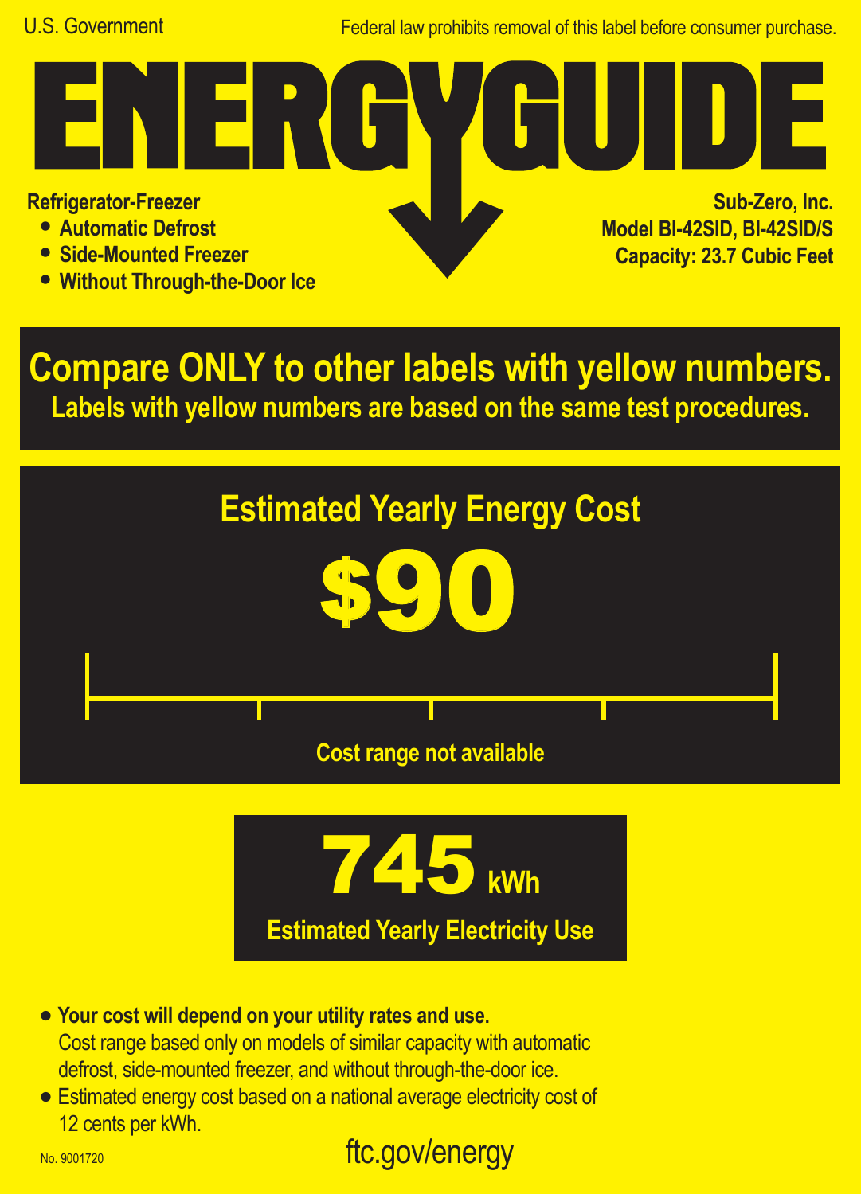U.S. Government

Federal law prohibits removal of this label before consumer purchase.

# ENERGYGUIDE

**Refrigerator-Freezer**
- **Automatic Defrost**
- **Side-Mounted Freezer**
- **Without Through-the-Door Ice**

**Sub-Zero, Inc.**
**Model BI-42SID, BI-42SID/S**
**Capacity: 23.7 Cubic Feet**

## Compare ONLY to other labels with yellow numbers.

**Labels with yellow numbers are based on the same test procedures.**

## Estimated Yearly Energy Cost

# $90

**Cost range not available**

# 745 kWh

**Estimated Yearly Electricity Use**

- **Your cost will depend on your utility rates and use.**
  Cost range based only on models of similar capacity with automatic defrost, side-mounted freezer, and without through-the-door ice.
- Estimated energy cost based on a national average electricity cost of 12 cents per kWh.

No. 9001720

ftc.gov/energy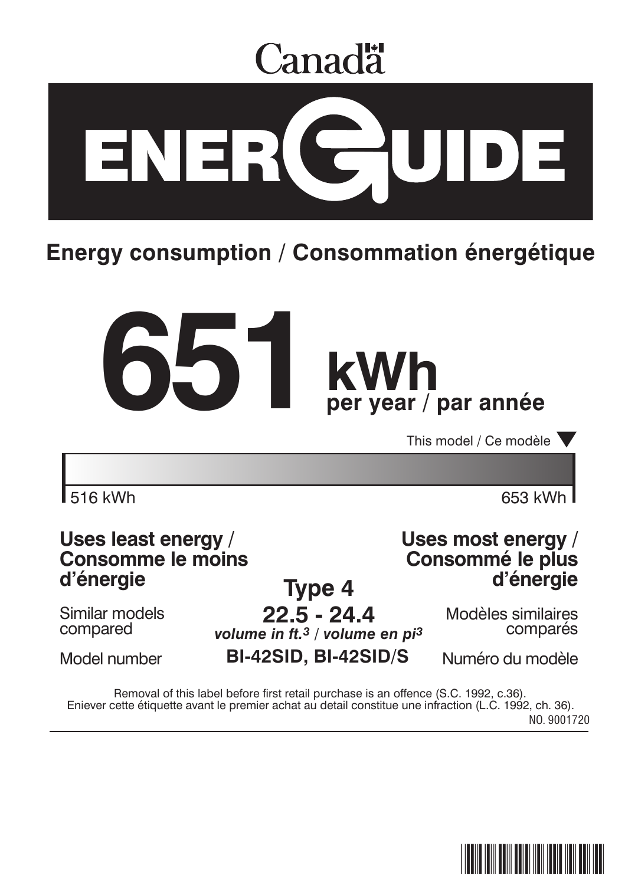Canada

# ENERGUIDE

## Energy consumption / Consommation énergétique

# 651 kWh

**per year / par année**

This model / Ce modèle ▼

516 kWh

653 kWh

**Uses least energy / Consomme le moins d'énergie**

**Uses most energy / Consommé le plus d'énergie**

**Type 4**

Similar models compared

**22.5 - 24.4**

***volume in ft.$^3$ / volume en pi$^3$***

Modèles similaires comparés

Model number

**BI-42SID, BI-42SID/S**

Numéro du modèle

Removal of this label before first retail purchase is an offence (S.C. 1992, c.36).
Eniever cette étiquette avant le premier achat au detail constitue une infraction (L.C. 1992, ch. 36).

NO. 9001720